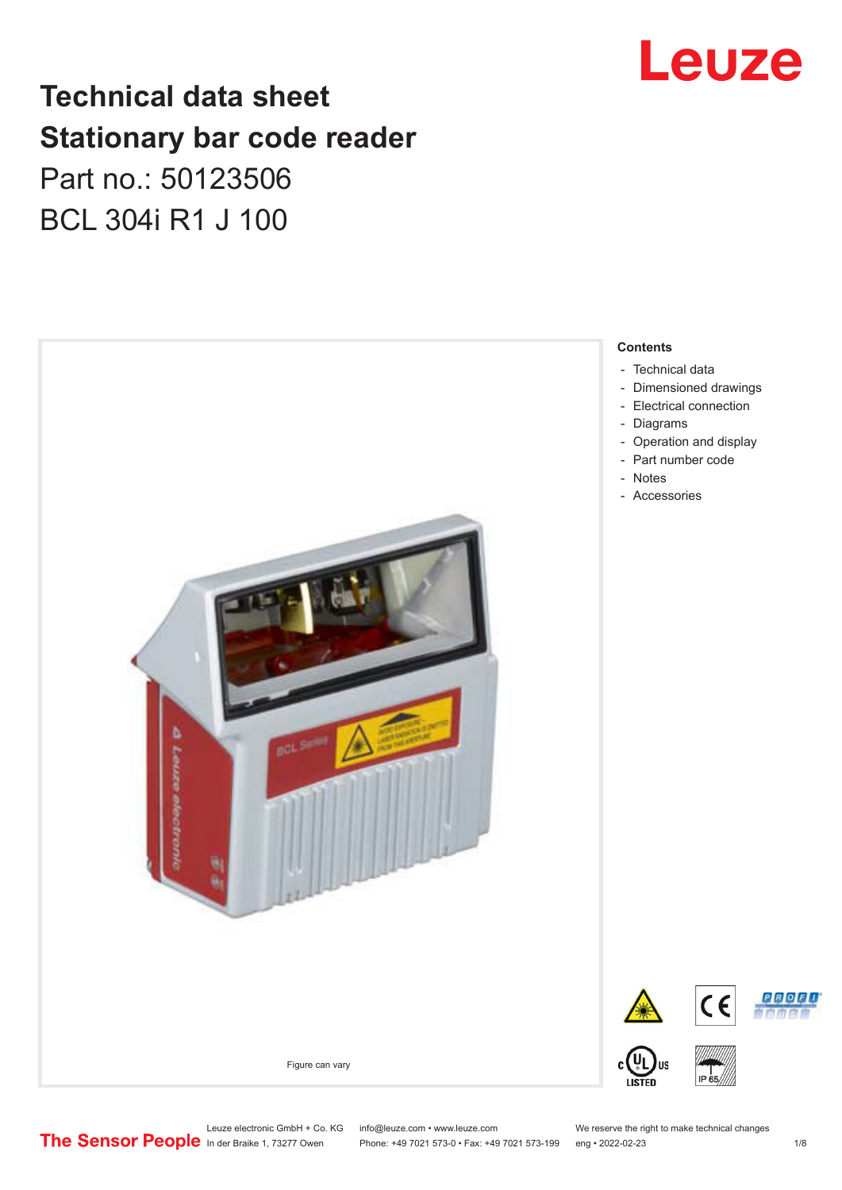# Technical data sheet
# Stationary bar code reader
## Part no.: 50123506
## BCL 304i R1 J 100

Figure can vary

**Contents**

- Technical data
- Dimensioned drawings
- Electrical connection
- Diagrams
- Operation and display
- Part number code
- Notes
- Accessories

Leuze electronic GmbH + Co. KG
In der Braike 1, 73277 Owen

info@leuze.com • www.leuze.com
Phone: +49 7021 573-0 • Fax: +49 7021 573-199

We reserve the right to make technical changes
eng • 2022-02-23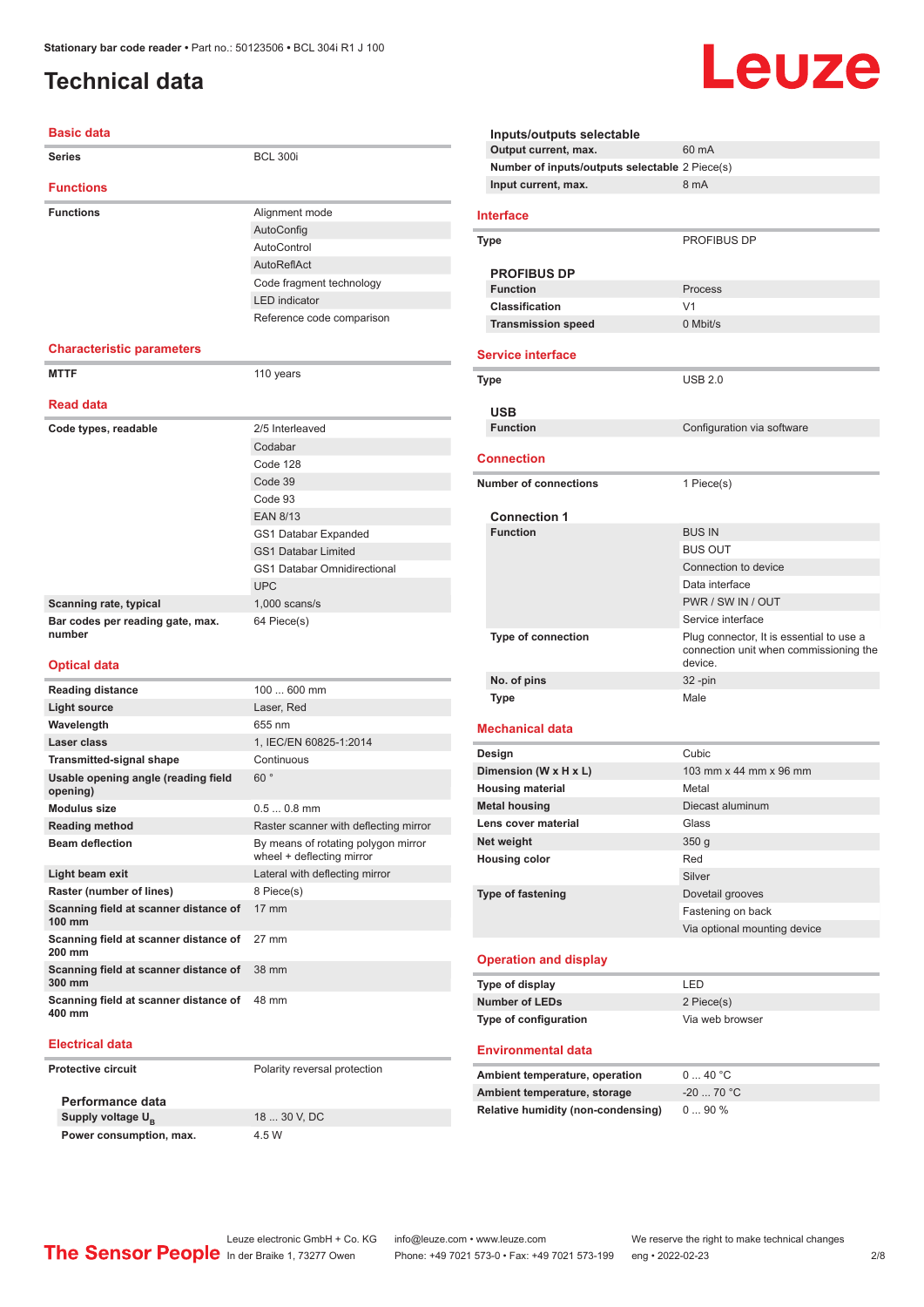# Technical data

## Basic data

| | |
|---|---|
| **Series** | BCL 300i |

## Functions

| | |
|---|---|
| **Functions** | Alignment mode |
| | AutoConfig |
| | AutoControl |
| | AutoReflAct |
| | Code fragment technology |
| | LED indicator |
| | Reference code comparison |

## Characteristic parameters

| | |
|---|---|
| **MTTF** | 110 years |

## Read data

| | |
|---|---|
| **Code types, readable** | 2/5 Interleaved |
| | Codabar |
| | Code 128 |
| | Code 39 |
| | Code 93 |
| | EAN 8/13 |
| | GS1 Databar Expanded |
| | GS1 Databar Limited |
| | GS1 Databar Omnidirectional |
| | UPC |
| **Scanning rate, typical** | 1,000 scans/s |
| **Bar codes per reading gate, max. number** | 64 Piece(s) |

## Optical data

| | |
|---|---|
| **Reading distance** | 100 ... 600 mm |
| **Light source** | Laser, Red |
| **Wavelength** | 655 nm |
| **Laser class** | 1, IEC/EN 60825-1:2014 |
| **Transmitted-signal shape** | Continuous |
| **Usable opening angle (reading field opening)** | 60 ° |
| **Modulus size** | 0.5 ... 0.8 mm |
| **Reading method** | Raster scanner with deflecting mirror |
| **Beam deflection** | By means of rotating polygon mirror wheel + deflecting mirror |
| **Light beam exit** | Lateral with deflecting mirror |
| **Raster (number of lines)** | 8 Piece(s) |
| **Scanning field at scanner distance of 100 mm** | 17 mm |
| **Scanning field at scanner distance of 200 mm** | 27 mm |
| **Scanning field at scanner distance of 300 mm** | 38 mm |
| **Scanning field at scanner distance of 400 mm** | 48 mm |

## Electrical data

| | |
|---|---|
| **Protective circuit** | Polarity reversal protection |

### Performance data

| | |
|---|---|
| **Supply voltage $U_B$** | 18 ... 30 V, DC |
| **Power consumption, max.** | 4.5 W |

### Inputs/outputs selectable

| | |
|---|---|
| **Output current, max.** | 60 mA |
| **Number of inputs/outputs selectable** | 2 Piece(s) |
| **Input current, max.** | 8 mA |

## Interface

| | |
|---|---|
| **Type** | PROFIBUS DP |

### PROFIBUS DP

| | |
|---|---|
| **Function** | Process |
| **Classification** | V1 |
| **Transmission speed** | 0 Mbit/s |

## Service interface

| | |
|---|---|
| **Type** | USB 2.0 |

### USB

| | |
|---|---|
| **Function** | Configuration via software |

## Connection

| | |
|---|---|
| **Number of connections** | 1 Piece(s) |

### Connection 1

| | |
|---|---|
| **Function** | BUS IN |
| | BUS OUT |
| | Connection to device |
| | Data interface |
| | PWR / SW IN / OUT |
| | Service interface |
| **Type of connection** | Plug connector, It is essential to use a connection unit when commissioning the device. |
| **No. of pins** | 32 -pin |
| **Type** | Male |

## Mechanical data

| | |
|---|---|
| **Design** | Cubic |
| **Dimension (W x H x L)** | 103 mm x 44 mm x 96 mm |
| **Housing material** | Metal |
| **Metal housing** | Diecast aluminum |
| **Lens cover material** | Glass |
| **Net weight** | 350 g |
| **Housing color** | Red |
| | Silver |
| **Type of fastening** | Dovetail grooves |
| | Fastening on back |
| | Via optional mounting device |

## Operation and display

| | |
|---|---|
| **Type of display** | LED |
| **Number of LEDs** | 2 Piece(s) |
| **Type of configuration** | Via web browser |

## Environmental data

| | |
|---|---|
| **Ambient temperature, operation** | 0 ... 40 °C |
| **Ambient temperature, storage** | -20 ... 70 °C |
| **Relative humidity (non-condensing)** | 0 ... 90 % |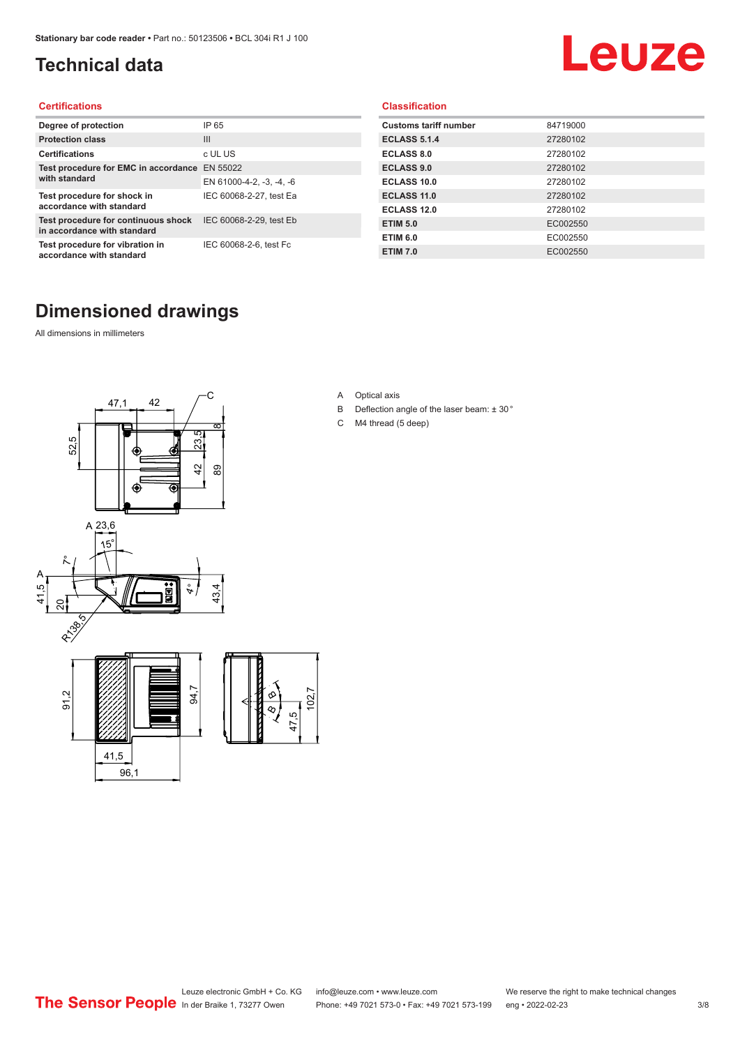# Technical data

## Certifications

| | |
|---|---|
| Degree of protection | IP 65 |
| Protection class | III |
| Certifications | c UL US |
| Test procedure for EMC in accordance with standard | EN 55022 |
| | EN 61000-4-2, -3, -4, -6 |
| Test procedure for shock in accordance with standard | IEC 60068-2-27, test Ea |
| Test procedure for continuous shock in accordance with standard | IEC 60068-2-29, test Eb |
| Test procedure for vibration in accordance with standard | IEC 60068-2-6, test Fc |

## Classification

| | |
|---|---|
| Customs tariff number | 84719000 |
| ECLASS 5.1.4 | 27280102 |
| ECLASS 8.0 | 27280102 |
| ECLASS 9.0 | 27280102 |
| ECLASS 10.0 | 27280102 |
| ECLASS 11.0 | 27280102 |
| ECLASS 12.0 | 27280102 |
| ETIM 5.0 | EC002550 |
| ETIM 6.0 | EC002550 |
| ETIM 7.0 | EC002550 |

# Dimensioned drawings

All dimensions in millimeters

A Optical axis

B Deflection angle of the laser beam: ± 30 °

C M4 thread (5 deep)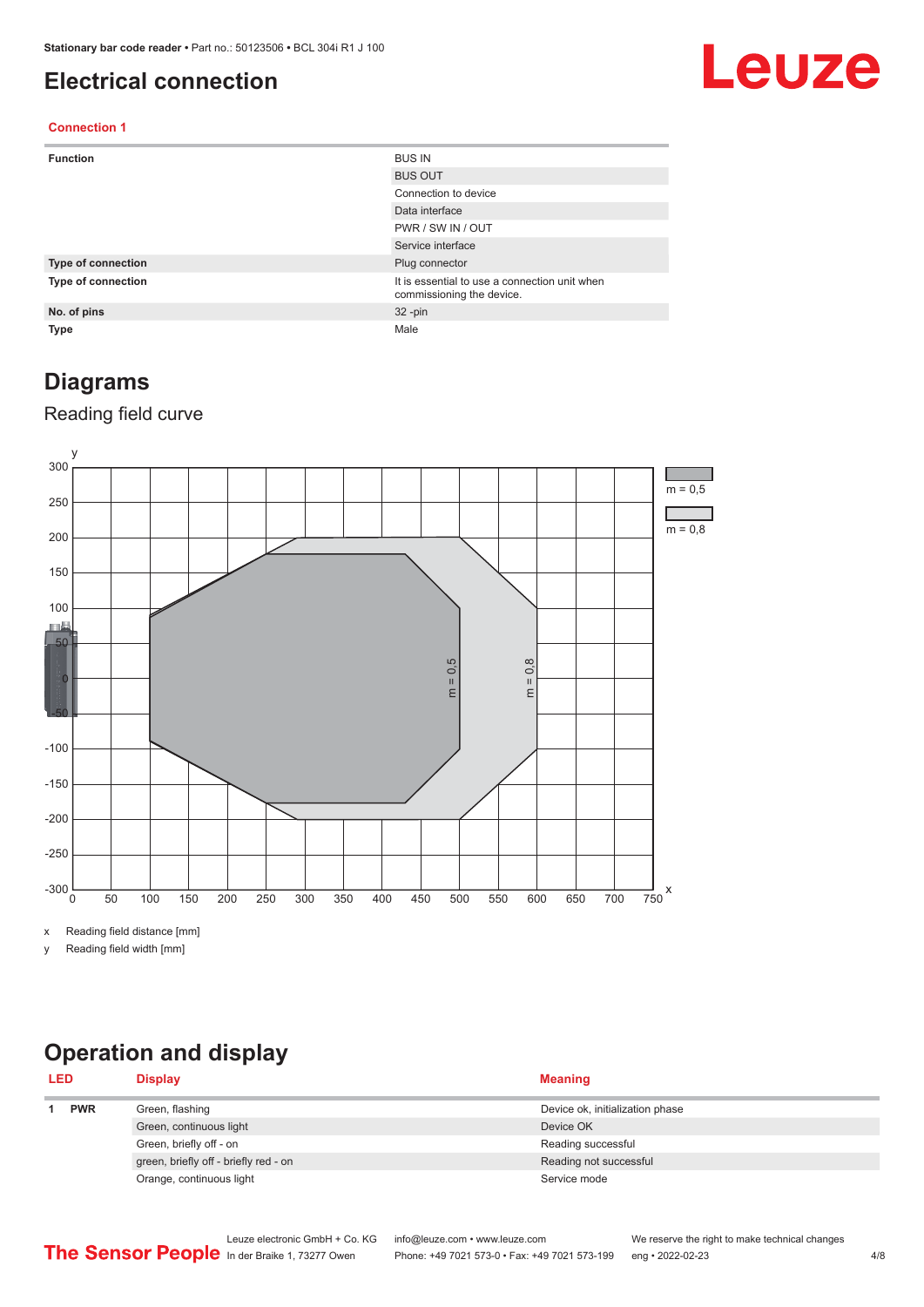# Electrical connection

### Connection 1

| | |
|---|---|
| **Function** | BUS IN |
| | BUS OUT |
| | Connection to device |
| | Data interface |
| | PWR / SW IN / OUT |
| | Service interface |
| **Type of connection** | Plug connector |
| **Type of connection** | It is essential to use a connection unit when commissioning the device. |
| **No. of pins** | 32 -pin |
| **Type** | Male |

# Diagrams

## Reading field curve

x Reading field distance [mm]

y Reading field width [mm]

# Operation and display

| LED | | Display | Meaning |
|---|---|---|---|
| 1 | **PWR** | Green, flashing | Device ok, initialization phase |
| | | Green, continuous light | Device OK |
| | | Green, briefly off - on | Reading successful |
| | | green, briefly off - briefly red - on | Reading not successful |
| | | Orange, continuous light | Service mode |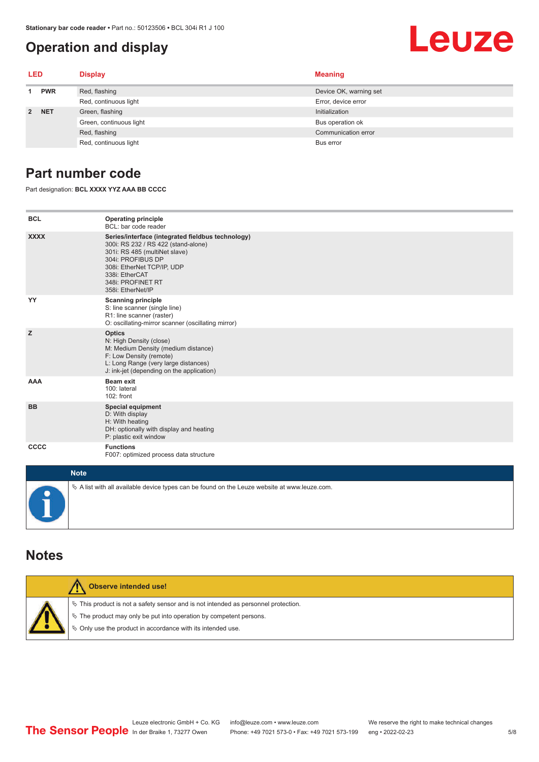## Operation and display

| LED | | Display | Meaning |
|---|---|---|---|
| 1 | PWR | Red, flashing | Device OK, warning set |
| | | Red, continuous light | Error, device error |
| 2 | NET | Green, flashing | Initialization |
| | | Green, continuous light | Bus operation ok |
| | | Red, flashing | Communication error |
| | | Red, continuous light | Bus error |

## Part number code

Part designation: **BCL XXXX YYZ AAA BB CCCC**

| | |
|---|---|
| **BCL** | **Operating principle**<br>BCL: bar code reader |
| **XXXX** | **Series/interface (integrated fieldbus technology)**<br>300i: RS 232 / RS 422 (stand-alone)<br>301i: RS 485 (multiNet slave)<br>304i: PROFIBUS DP<br>308i: EtherNet TCP/IP, UDP<br>338i: EtherCAT<br>348i: PROFINET RT<br>358i: EtherNet/IP |
| **YY** | **Scanning principle**<br>S: line scanner (single line)<br>R1: line scanner (raster)<br>O: oscillating-mirror scanner (oscillating mirror) |
| **Z** | **Optics**<br>N: High Density (close)<br>M: Medium Density (medium distance)<br>F: Low Density (remote)<br>L: Long Range (very large distances)<br>J: ink-jet (depending on the application) |
| **AAA** | **Beam exit**<br>100: lateral<br>102: front |
| **BB** | **Special equipment**<br>D: With display<br>H: With heating<br>DH: optionally with display and heating<br>P: plastic exit window |
| **CCCC** | **Functions**<br>F007: optimized process data structure |

**Note**

↳ A list with all available device types can be found on the Leuze website at www.leuze.com.

## Notes

**Observe intended use!**

↳ This product is not a safety sensor and is not intended as personnel protection.

↳ The product may only be put into operation by competent persons.

↳ Only use the product in accordance with its intended use.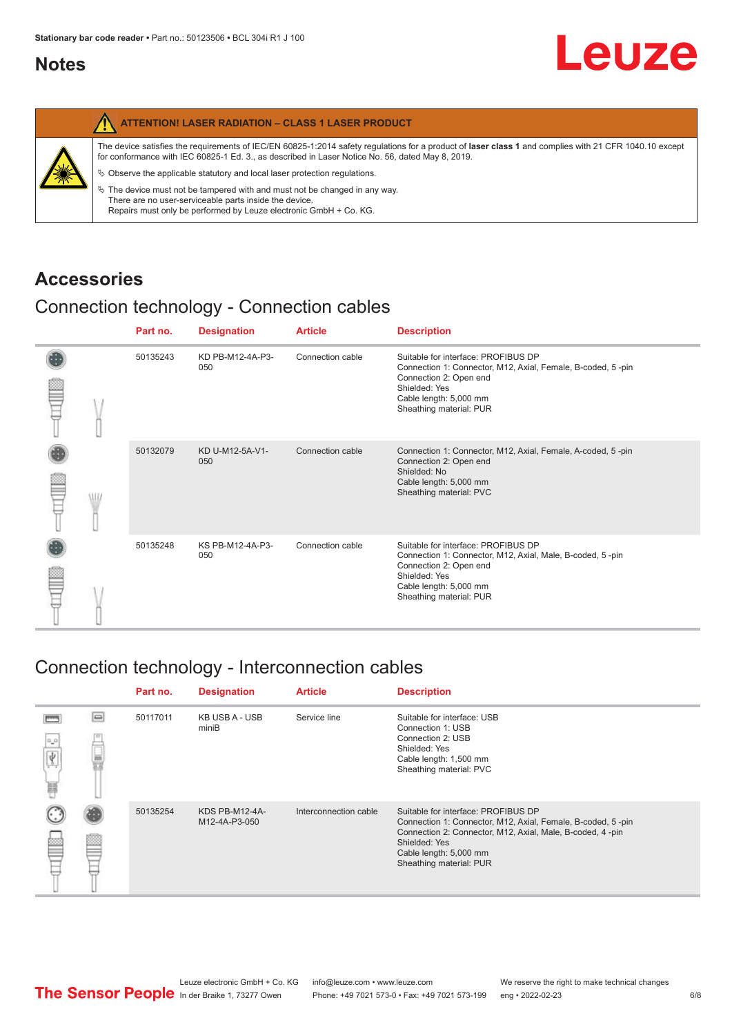## Notes

**ATTENTION! LASER RADIATION – CLASS 1 LASER PRODUCT**

The device satisfies the requirements of IEC/EN 60825-1:2014 safety regulations for a product of **laser class 1** and complies with 21 CFR 1040.10 except for conformance with IEC 60825-1 Ed. 3., as described in Laser Notice No. 56, dated May 8, 2019.

- Observe the applicable statutory and local laser protection regulations.
- The device must not be tampered with and must not be changed in any way.
  There are no user-serviceable parts inside the device.
  Repairs must only be performed by Leuze electronic GmbH + Co. KG.

# Accessories

## Connection technology - Connection cables

| Part no. | Designation | Article | Description |
|---|---|---|---|
| 50135243 | KD PB-M12-4A-P3-050 | Connection cable | Suitable for interface: PROFIBUS DP<br>Connection 1: Connector, M12, Axial, Female, B-coded, 5 -pin<br>Connection 2: Open end<br>Shielded: Yes<br>Cable length: 5,000 mm<br>Sheathing material: PUR |
| 50132079 | KD U-M12-5A-V1-050 | Connection cable | Connection 1: Connector, M12, Axial, Female, A-coded, 5 -pin<br>Connection 2: Open end<br>Shielded: No<br>Cable length: 5,000 mm<br>Sheathing material: PVC |
| 50135248 | KS PB-M12-4A-P3-050 | Connection cable | Suitable for interface: PROFIBUS DP<br>Connection 1: Connector, M12, Axial, Male, B-coded, 5 -pin<br>Connection 2: Open end<br>Shielded: Yes<br>Cable length: 5,000 mm<br>Sheathing material: PUR |

## Connection technology - Interconnection cables

| Part no. | Designation | Article | Description |
|---|---|---|---|
| 50117011 | KB USB A - USB miniB | Service line | Suitable for interface: USB<br>Connection 1: USB<br>Connection 2: USB<br>Shielded: Yes<br>Cable length: 1,500 mm<br>Sheathing material: PVC |
| 50135254 | KDS PB-M12-4A-M12-4A-P3-050 | Interconnection cable | Suitable for interface: PROFIBUS DP<br>Connection 1: Connector, M12, Axial, Female, B-coded, 5 -pin<br>Connection 2: Connector, M12, Axial, Male, B-coded, 4 -pin<br>Shielded: Yes<br>Cable length: 5,000 mm<br>Sheathing material: PUR |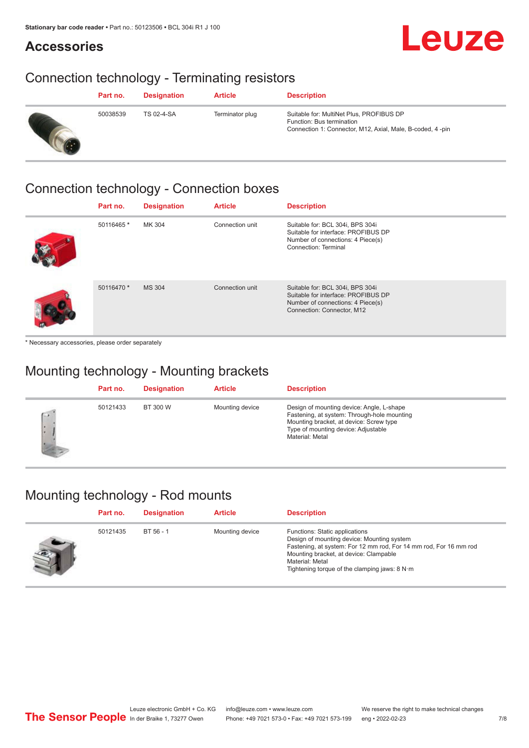## Accessories

### Connection technology - Terminating resistors

| Part no. | Designation | Article | Description |
|---|---|---|---|
| 50038539 | TS 02-4-SA | Terminator plug | Suitable for: MultiNet Plus, PROFIBUS DP<br>Function: Bus termination<br>Connection 1: Connector, M12, Axial, Male, B-coded, 4 -pin |

### Connection technology - Connection boxes

| Part no. | Designation | Article | Description |
|---|---|---|---|
| 50116465 * | MK 304 | Connection unit | Suitable for: BCL 304i, BPS 304i<br>Suitable for interface: PROFIBUS DP<br>Number of connections: 4 Piece(s)<br>Connection: Terminal |
| 50116470 * | MS 304 | Connection unit | Suitable for: BCL 304i, BPS 304i<br>Suitable for interface: PROFIBUS DP<br>Number of connections: 4 Piece(s)<br>Connection: Connector, M12 |

* Necessary accessories, please order separately

### Mounting technology - Mounting brackets

| Part no. | Designation | Article | Description |
|---|---|---|---|
| 50121433 | BT 300 W | Mounting device | Design of mounting device: Angle, L-shape<br>Fastening, at system: Through-hole mounting<br>Mounting bracket, at device: Screw type<br>Type of mounting device: Adjustable<br>Material: Metal |

### Mounting technology - Rod mounts

| Part no. | Designation | Article | Description |
|---|---|---|---|
| 50121435 | BT 56 - 1 | Mounting device | Functions: Static applications<br>Design of mounting device: Mounting system<br>Fastening, at system: For 12 mm rod, For 14 mm rod, For 16 mm rod<br>Mounting bracket, at device: Clampable<br>Material: Metal<br>Tightening torque of the clamping jaws: 8 N·m |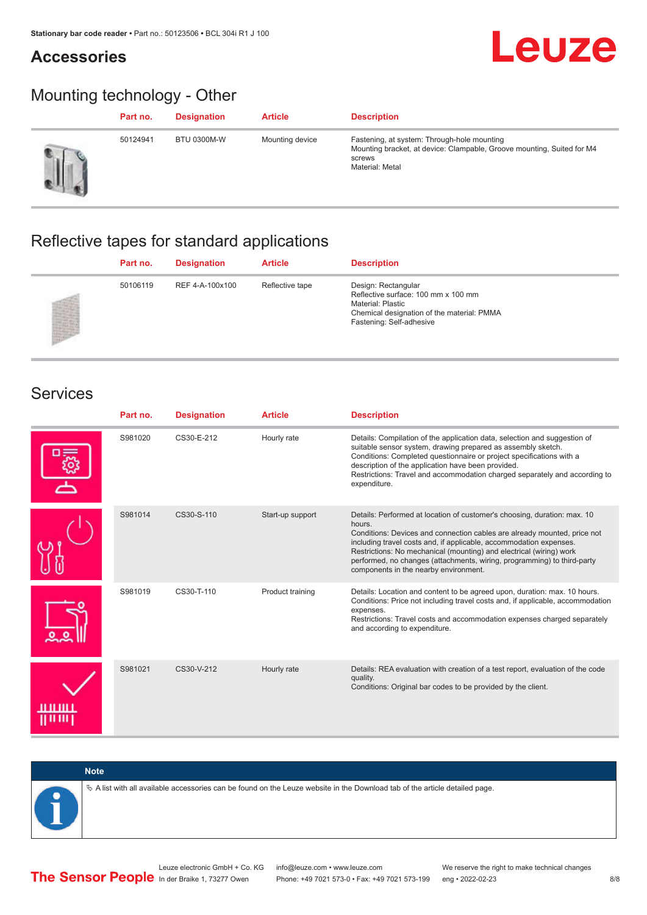## Accessories

### Mounting technology - Other

| Part no. | Designation | Article | Description |
| --- | --- | --- | --- |
| 50124941 | BTU 0300M-W | Mounting device | Fastening, at system: Through-hole mounting<br>Mounting bracket, at device: Clampable, Groove mounting, Suited for M4 screws<br>Material: Metal |

### Reflective tapes for standard applications

| Part no. | Designation | Article | Description |
| --- | --- | --- | --- |
| 50106119 | REF 4-A-100x100 | Reflective tape | Design: Rectangular<br>Reflective surface: 100 mm x 100 mm<br>Material: Plastic<br>Chemical designation of the material: PMMA<br>Fastening: Self-adhesive |

### Services

| Part no. | Designation | Article | Description |
| --- | --- | --- | --- |
| S981020 | CS30-E-212 | Hourly rate | Details: Compilation of the application data, selection and suggestion of suitable sensor system, drawing prepared as assembly sketch.<br>Conditions: Completed questionnaire or project specifications with a description of the application have been provided.<br>Restrictions: Travel and accommodation charged separately and according to expenditure. |
| S981014 | CS30-S-110 | Start-up support | Details: Performed at location of customer's choosing, duration: max. 10 hours.<br>Conditions: Devices and connection cables are already mounted, price not including travel costs and, if applicable, accommodation expenses.<br>Restrictions: No mechanical (mounting) and electrical (wiring) work performed, no changes (attachments, wiring, programming) to third-party components in the nearby environment. |
| S981019 | CS30-T-110 | Product training | Details: Location and content to be agreed upon, duration: max. 10 hours.<br>Conditions: Price not including travel costs and, if applicable, accommodation expenses.<br>Restrictions: Travel costs and accommodation expenses charged separately and according to expenditure. |
| S981021 | CS30-V-212 | Hourly rate | Details: REA evaluation with creation of a test report, evaluation of the code quality.<br>Conditions: Original bar codes to be provided by the client. |

**Note**

A list with all available accessories can be found on the Leuze website in the Download tab of the article detailed page.